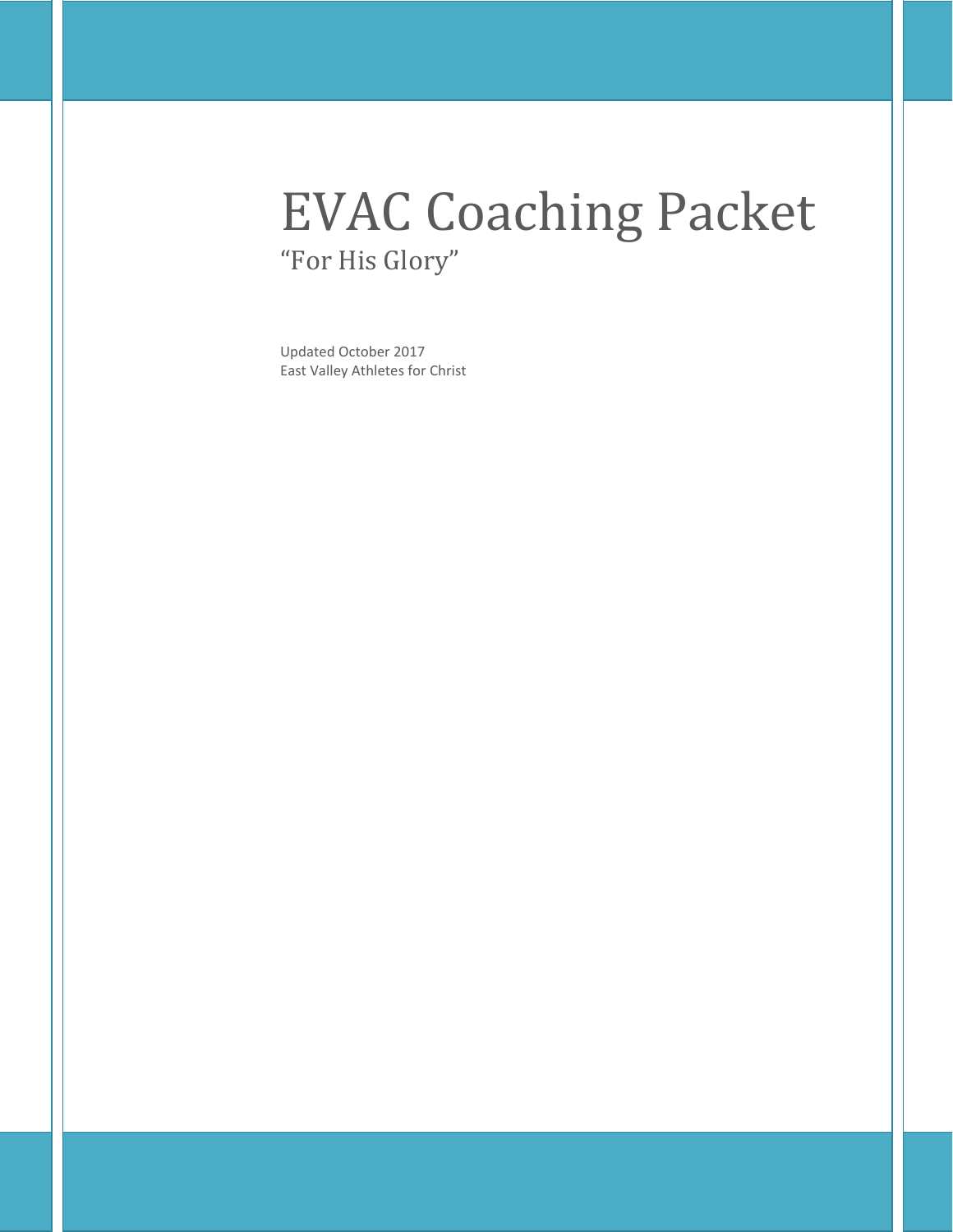# EVAC Coaching Packet

"For His Glory"

Updated October 2017
East Valley Athletes for Christ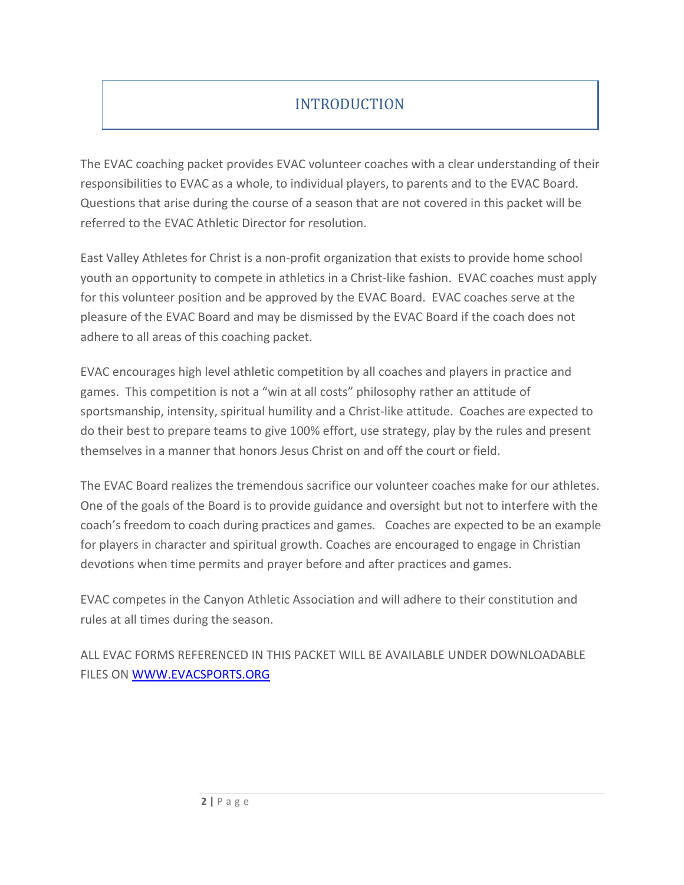# INTRODUCTION

The EVAC coaching packet provides EVAC volunteer coaches with a clear understanding of their responsibilities to EVAC as a whole, to individual players, to parents and to the EVAC Board. Questions that arise during the course of a season that are not covered in this packet will be referred to the EVAC Athletic Director for resolution.

East Valley Athletes for Christ is a non-profit organization that exists to provide home school youth an opportunity to compete in athletics in a Christ-like fashion. EVAC coaches must apply for this volunteer position and be approved by the EVAC Board. EVAC coaches serve at the pleasure of the EVAC Board and may be dismissed by the EVAC Board if the coach does not adhere to all areas of this coaching packet.

EVAC encourages high level athletic competition by all coaches and players in practice and games. This competition is not a "win at all costs" philosophy rather an attitude of sportsmanship, intensity, spiritual humility and a Christ-like attitude. Coaches are expected to do their best to prepare teams to give 100% effort, use strategy, play by the rules and present themselves in a manner that honors Jesus Christ on and off the court or field.

The EVAC Board realizes the tremendous sacrifice our volunteer coaches make for our athletes. One of the goals of the Board is to provide guidance and oversight but not to interfere with the coach's freedom to coach during practices and games. Coaches are expected to be an example for players in character and spiritual growth. Coaches are encouraged to engage in Christian devotions when time permits and prayer before and after practices and games.

EVAC competes in the Canyon Athletic Association and will adhere to their constitution and rules at all times during the season.

ALL EVAC FORMS REFERENCED IN THIS PACKET WILL BE AVAILABLE UNDER DOWNLOADABLE FILES ON [WWW.EVACSPORTS.ORG](http://WWW.EVACSPORTS.ORG)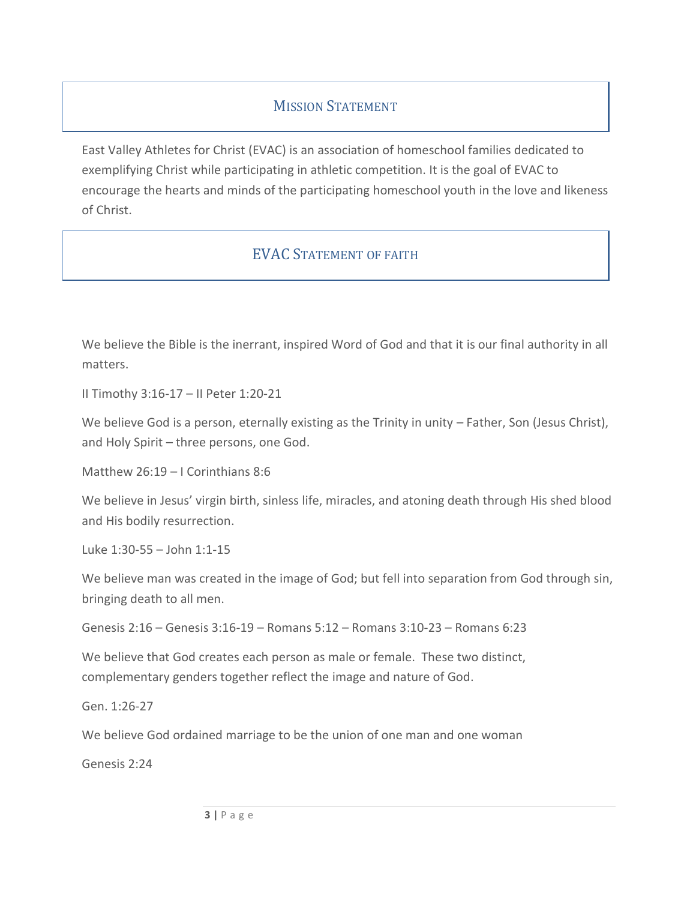## Mission Statement

East Valley Athletes for Christ (EVAC) is an association of homeschool families dedicated to exemplifying Christ while participating in athletic competition. It is the goal of EVAC to encourage the hearts and minds of the participating homeschool youth in the love and likeness of Christ.

## EVAC Statement of Faith

We believe the Bible is the inerrant, inspired Word of God and that it is our final authority in all matters.

II Timothy 3:16-17 – II Peter 1:20-21

We believe God is a person, eternally existing as the Trinity in unity – Father, Son (Jesus Christ), and Holy Spirit – three persons, one God.

Matthew 26:19 – I Corinthians 8:6

We believe in Jesus' virgin birth, sinless life, miracles, and atoning death through His shed blood and His bodily resurrection.

Luke 1:30-55 – John 1:1-15

We believe man was created in the image of God; but fell into separation from God through sin, bringing death to all men.

Genesis 2:16 – Genesis 3:16-19 – Romans 5:12 – Romans 3:10-23 – Romans 6:23

We believe that God creates each person as male or female. These two distinct, complementary genders together reflect the image and nature of God.

Gen. 1:26-27

We believe God ordained marriage to be the union of one man and one woman

Genesis 2:24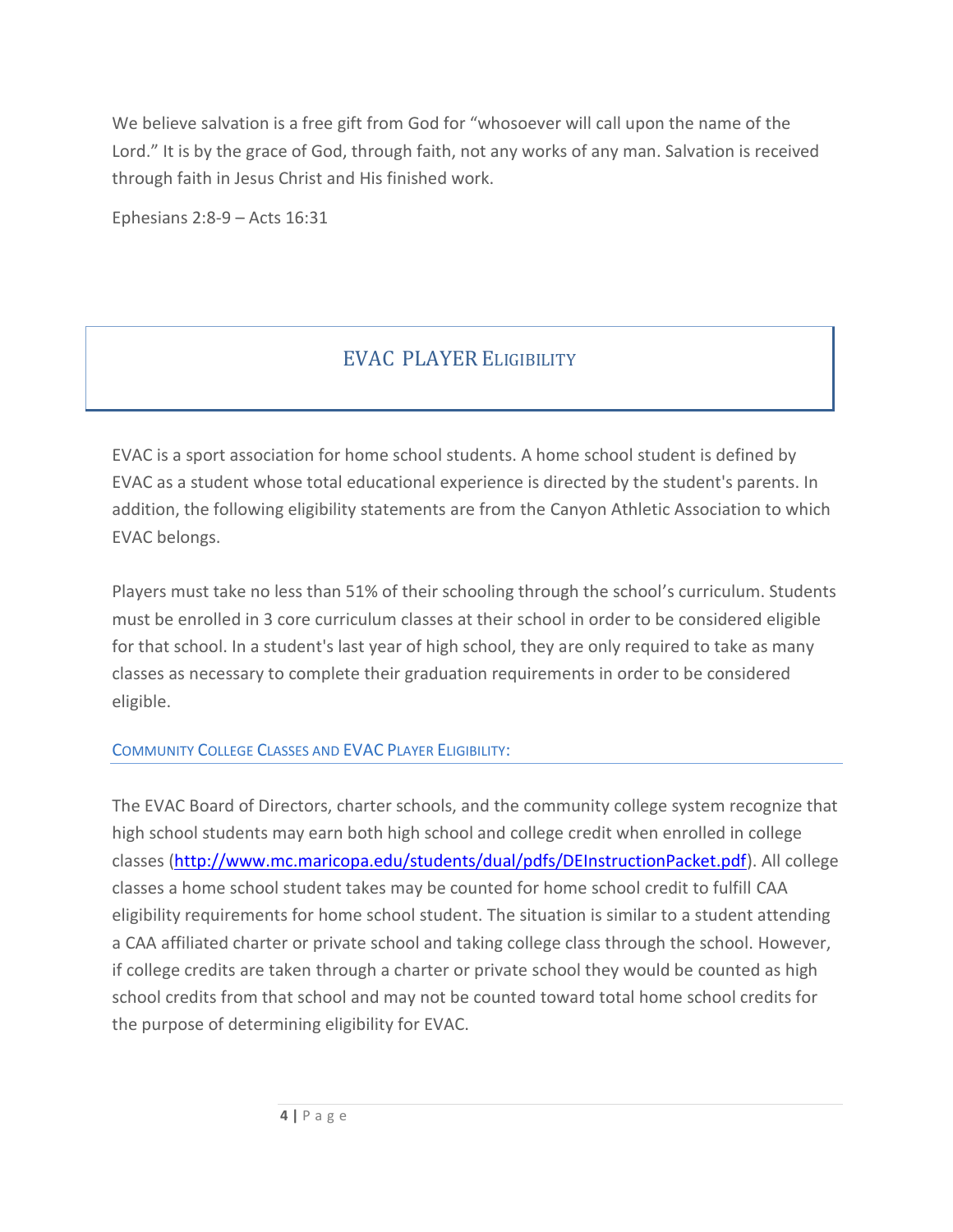We believe salvation is a free gift from God for "whosoever will call upon the name of the Lord." It is by the grace of God, through faith, not any works of any man. Salvation is received through faith in Jesus Christ and His finished work.

Ephesians 2:8-9 – Acts 16:31

## EVAC PLAYER ELIGIBILITY

EVAC is a sport association for home school students. A home school student is defined by EVAC as a student whose total educational experience is directed by the student's parents. In addition, the following eligibility statements are from the Canyon Athletic Association to which EVAC belongs.

Players must take no less than 51% of their schooling through the school's curriculum. Students must be enrolled in 3 core curriculum classes at their school in order to be considered eligible for that school. In a student's last year of high school, they are only required to take as many classes as necessary to complete their graduation requirements in order to be considered eligible.

### COMMUNITY COLLEGE CLASSES AND EVAC PLAYER ELIGIBILITY:

The EVAC Board of Directors, charter schools, and the community college system recognize that high school students may earn both high school and college credit when enrolled in college classes (http://www.mc.maricopa.edu/students/dual/pdfs/DEInstructionPacket.pdf). All college classes a home school student takes may be counted for home school credit to fulfill CAA eligibility requirements for home school student. The situation is similar to a student attending a CAA affiliated charter or private school and taking college class through the school. However, if college credits are taken through a charter or private school they would be counted as high school credits from that school and may not be counted toward total home school credits for the purpose of determining eligibility for EVAC.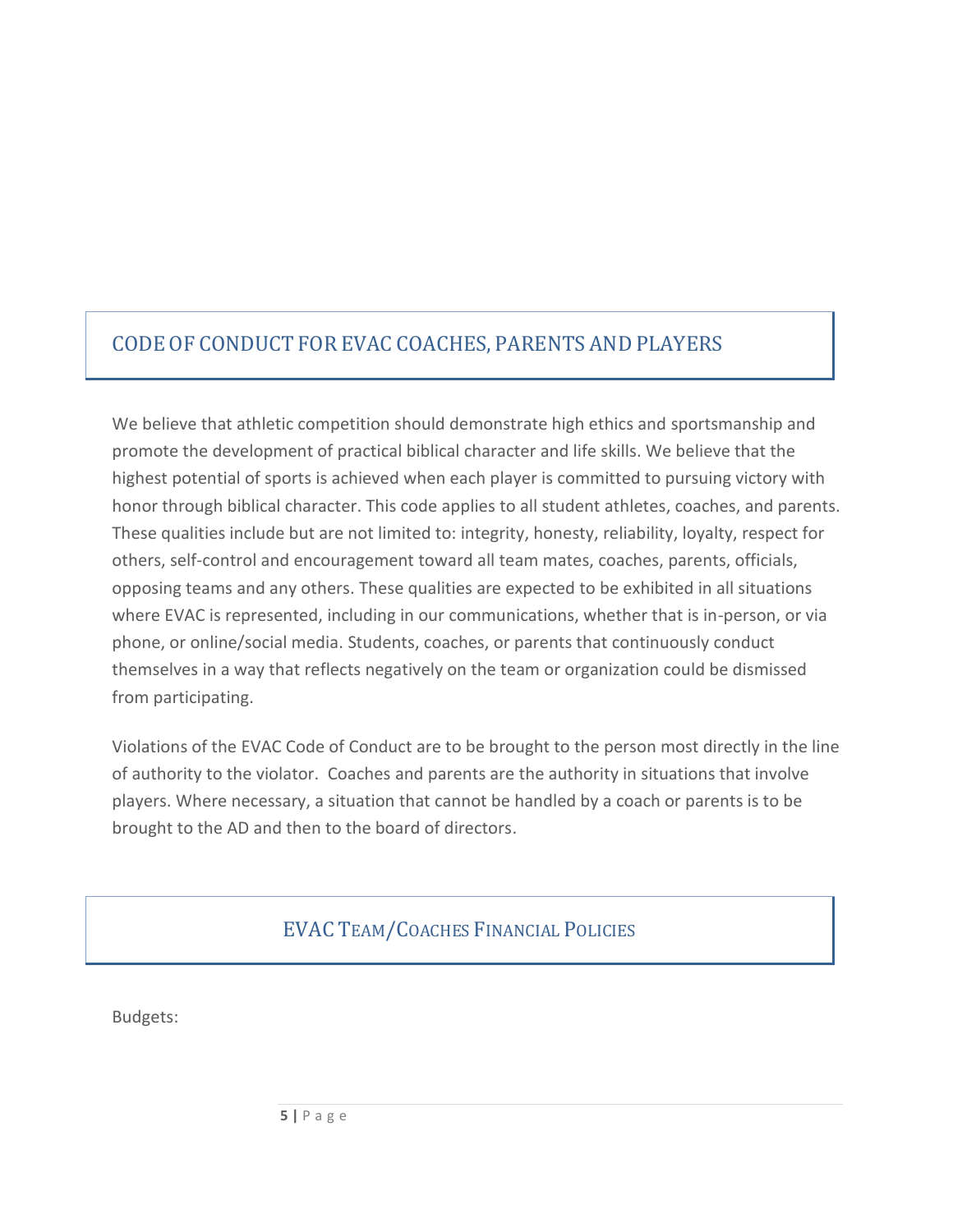## CODE OF CONDUCT FOR EVAC COACHES, PARENTS AND PLAYERS

We believe that athletic competition should demonstrate high ethics and sportsmanship and promote the development of practical biblical character and life skills. We believe that the highest potential of sports is achieved when each player is committed to pursuing victory with honor through biblical character. This code applies to all student athletes, coaches, and parents. These qualities include but are not limited to: integrity, honesty, reliability, loyalty, respect for others, self-control and encouragement toward all team mates, coaches, parents, officials, opposing teams and any others. These qualities are expected to be exhibited in all situations where EVAC is represented, including in our communications, whether that is in-person, or via phone, or online/social media. Students, coaches, or parents that continuously conduct themselves in a way that reflects negatively on the team or organization could be dismissed from participating.

Violations of the EVAC Code of Conduct are to be brought to the person most directly in the line of authority to the violator. Coaches and parents are the authority in situations that involve players. Where necessary, a situation that cannot be handled by a coach or parents is to be brought to the AD and then to the board of directors.

## EVAC TEAM/COACHES FINANCIAL POLICIES

Budgets: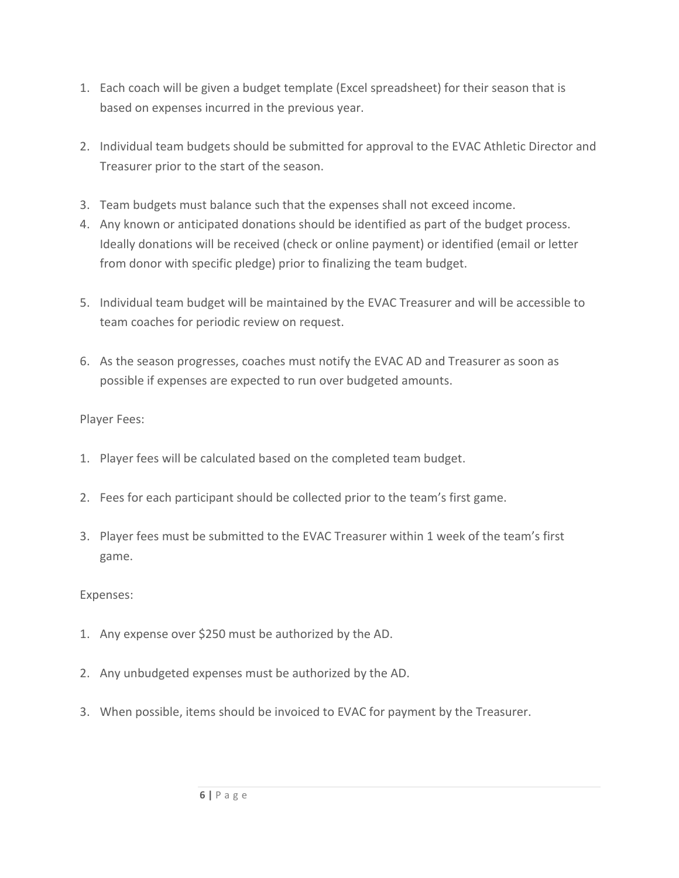1. Each coach will be given a budget template (Excel spreadsheet) for their season that is based on expenses incurred in the previous year.

2. Individual team budgets should be submitted for approval to the EVAC Athletic Director and Treasurer prior to the start of the season.

3. Team budgets must balance such that the expenses shall not exceed income.
4. Any known or anticipated donations should be identified as part of the budget process. Ideally donations will be received (check or online payment) or identified (email or letter from donor with specific pledge) prior to finalizing the team budget.

5. Individual team budget will be maintained by the EVAC Treasurer and will be accessible to team coaches for periodic review on request.

6. As the season progresses, coaches must notify the EVAC AD and Treasurer as soon as possible if expenses are expected to run over budgeted amounts.

Player Fees:

1. Player fees will be calculated based on the completed team budget.

2. Fees for each participant should be collected prior to the team's first game.

3. Player fees must be submitted to the EVAC Treasurer within 1 week of the team's first game.

Expenses:

1. Any expense over $250 must be authorized by the AD.

2. Any unbudgeted expenses must be authorized by the AD.

3. When possible, items should be invoiced to EVAC for payment by the Treasurer.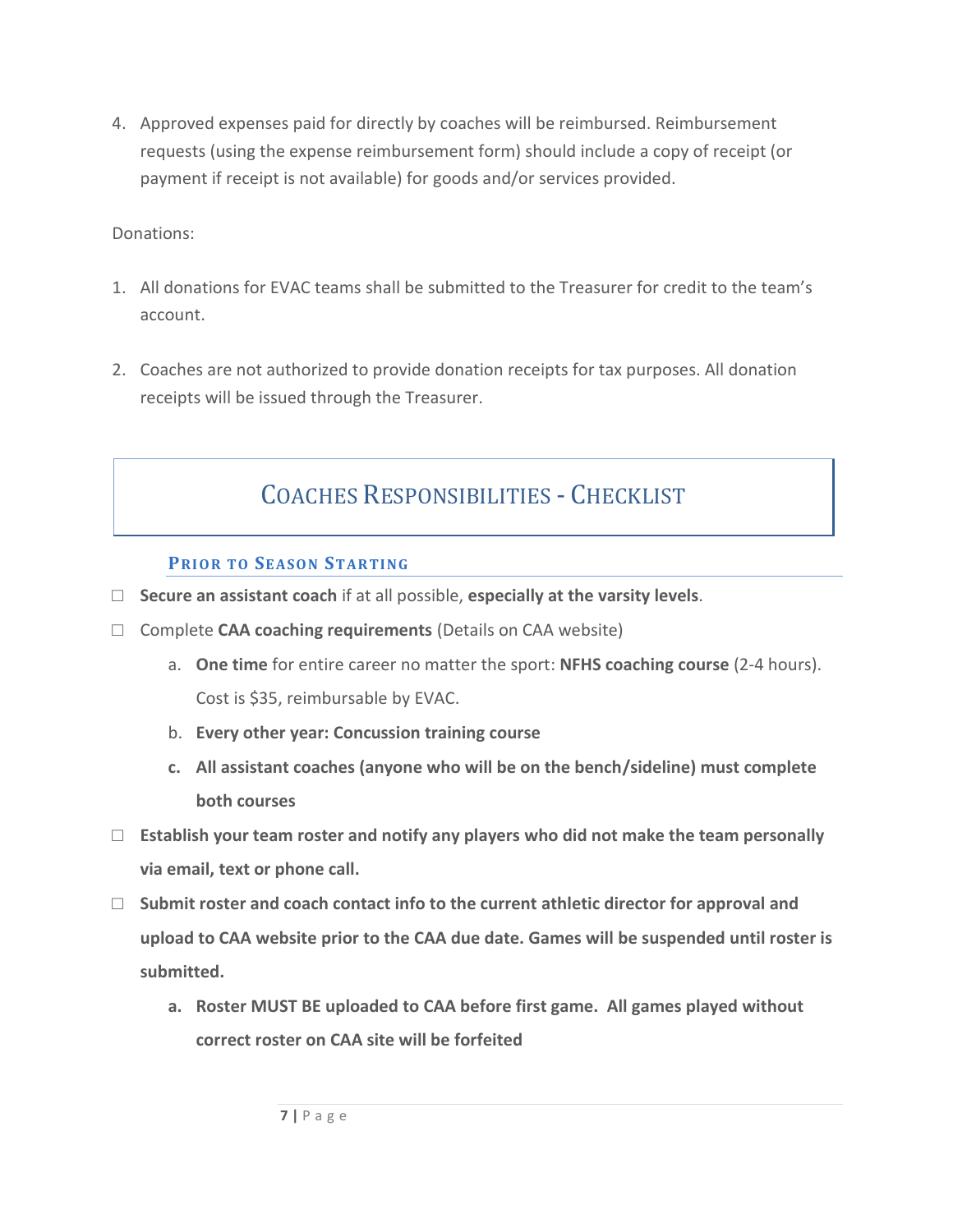4. Approved expenses paid for directly by coaches will be reimbursed. Reimbursement requests (using the expense reimbursement form) should include a copy of receipt (or payment if receipt is not available) for goods and/or services provided.

Donations:

1. All donations for EVAC teams shall be submitted to the Treasurer for credit to the team's account.

2. Coaches are not authorized to provide donation receipts for tax purposes. All donation receipts will be issued through the Treasurer.

# Coaches Responsibilities - Checklist

### Prior to Season Starting

- ☐ **Secure an assistant coach** if at all possible, **especially at the varsity levels**.
- ☐ Complete **CAA coaching requirements** (Details on CAA website)
  - a. **One time** for entire career no matter the sport: **NFHS coaching course** (2-4 hours). Cost is $35, reimbursable by EVAC.
  - b. **Every other year: Concussion training course**
  - c. **All assistant coaches (anyone who will be on the bench/sideline) must complete both courses**
- ☐ **Establish your team roster and notify any players who did not make the team personally via email, text or phone call.**
- ☐ **Submit roster and coach contact info to the current athletic director for approval and upload to CAA website prior to the CAA due date. Games will be suspended until roster is submitted.**
  - a. **Roster MUST BE uploaded to CAA before first game. All games played without correct roster on CAA site will be forfeited**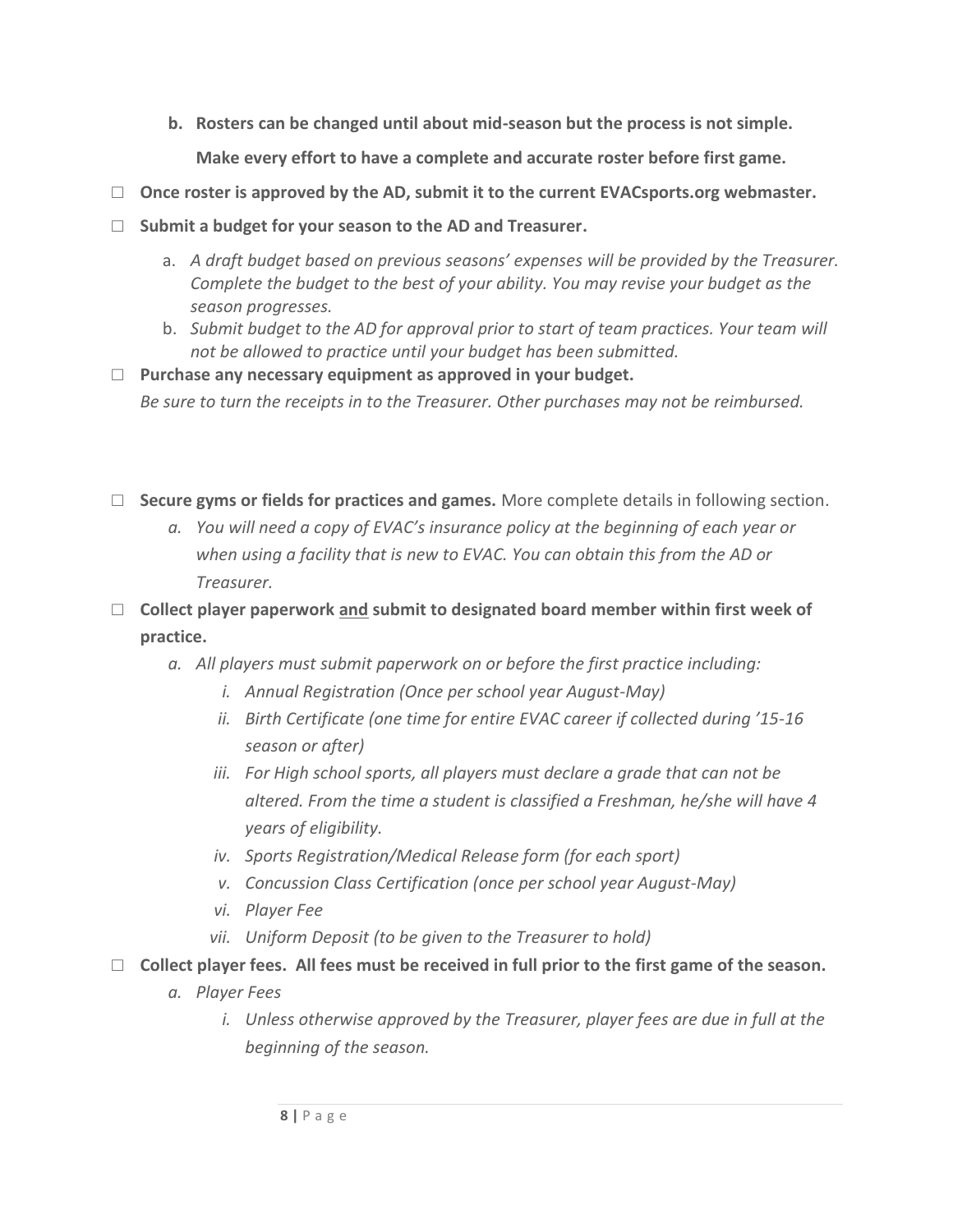**b. Rosters can be changed until about mid-season but the process is not simple.**

**Make every effort to have a complete and accurate roster before first game.**

- ☐ **Once roster is approved by the AD, submit it to the current EVACsports.org webmaster.**
- ☐ **Submit a budget for your season to the AD and Treasurer.**
  - a. *A draft budget based on previous seasons' expenses will be provided by the Treasurer. Complete the budget to the best of your ability. You may revise your budget as the season progresses.*
  - b. *Submit budget to the AD for approval prior to start of team practices. Your team will not be allowed to practice until your budget has been submitted.*
- ☐ **Purchase any necessary equipment as approved in your budget.**

  *Be sure to turn the receipts in to the Treasurer. Other purchases may not be reimbursed.*

- ☐ **Secure gyms or fields for practices and games.** More complete details in following section.
  - *a. You will need a copy of EVAC's insurance policy at the beginning of each year or when using a facility that is new to EVAC. You can obtain this from the AD or Treasurer.*
- ☐ **Collect player paperwork <u>and</u> submit to designated board member within first week of practice.**
  - *a. All players must submit paperwork on or before the first practice including:*
    - *i. Annual Registration (Once per school year August-May)*
    - *ii. Birth Certificate (one time for entire EVAC career if collected during '15-16 season or after)*
    - *iii. For High school sports, all players must declare a grade that can not be altered. From the time a student is classified a Freshman, he/she will have 4 years of eligibility.*
    - *iv. Sports Registration/Medical Release form (for each sport)*
    - *v. Concussion Class Certification (once per school year August-May)*
    - *vi. Player Fee*
    - *vii. Uniform Deposit (to be given to the Treasurer to hold)*
- ☐ **Collect player fees. All fees must be received in full prior to the first game of the season.**
  - *a. Player Fees*
    - *i. Unless otherwise approved by the Treasurer, player fees are due in full at the beginning of the season.*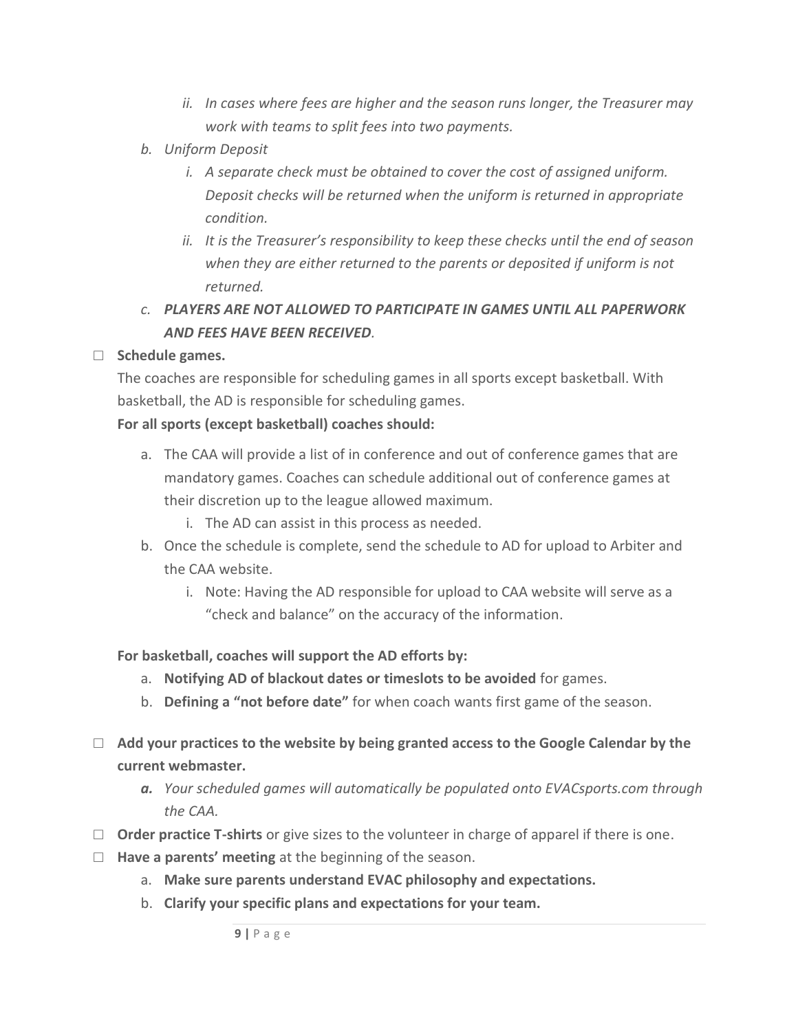ii. *In cases where fees are higher and the season runs longer, the Treasurer may work with teams to split fees into two payments.*

   b. *Uniform Deposit*

      i. *A separate check must be obtained to cover the cost of assigned uniform. Deposit checks will be returned when the uniform is returned in appropriate condition.*

      ii. *It is the Treasurer's responsibility to keep these checks until the end of season when they are either returned to the parents or deposited if uniform is not returned.*

   c. ***PLAYERS ARE NOT ALLOWED TO PARTICIPATE IN GAMES UNTIL ALL PAPERWORK AND FEES HAVE BEEN RECEIVED**.*

- ☐ **Schedule games.**

  The coaches are responsible for scheduling games in all sports except basketball. With basketball, the AD is responsible for scheduling games.

  **For all sports (except basketball) coaches should:**

  a. The CAA will provide a list of in conference and out of conference games that are mandatory games. Coaches can schedule additional out of conference games at their discretion up to the league allowed maximum.

     i. The AD can assist in this process as needed.

  b. Once the schedule is complete, send the schedule to AD for upload to Arbiter and the CAA website.

     i. Note: Having the AD responsible for upload to CAA website will serve as a "check and balance" on the accuracy of the information.

  **For basketball, coaches will support the AD efforts by:**

  a. **Notifying AD of blackout dates or timeslots to be avoided** for games.

  b. **Defining a "not before date"** for when coach wants first game of the season.

- ☐ **Add your practices to the website by being granted access to the Google Calendar by the current webmaster.**

  ***a.*** *Your scheduled games will automatically be populated onto EVACsports.com through the CAA.*

- ☐ **Order practice T-shirts** or give sizes to the volunteer in charge of apparel if there is one.

- ☐ **Have a parents' meeting** at the beginning of the season.

  a. **Make sure parents understand EVAC philosophy and expectations.**

  b. **Clarify your specific plans and expectations for your team.**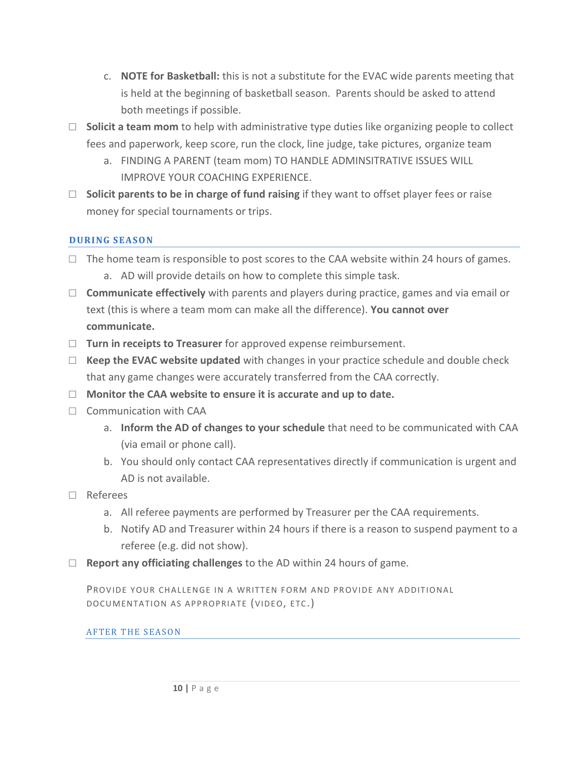c. **NOTE for Basketball:** this is not a substitute for the EVAC wide parents meeting that is held at the beginning of basketball season. Parents should be asked to attend both meetings if possible.

- ☐ **Solicit a team mom** to help with administrative type duties like organizing people to collect fees and paperwork, keep score, run the clock, line judge, take pictures, organize team
   a. FINDING A PARENT (team mom) TO HANDLE ADMINSITRATIVE ISSUES WILL IMPROVE YOUR COACHING EXPERIENCE.
- ☐ **Solicit parents to be in charge of fund raising** if they want to offset player fees or raise money for special tournaments or trips.

## DURING SEASON

- ☐ The home team is responsible to post scores to the CAA website within 24 hours of games.
   a. AD will provide details on how to complete this simple task.
- ☐ **Communicate effectively** with parents and players during practice, games and via email or text (this is where a team mom can make all the difference). **You cannot over communicate.**
- ☐ **Turn in receipts to Treasurer** for approved expense reimbursement.
- ☐ **Keep the EVAC website updated** with changes in your practice schedule and double check that any game changes were accurately transferred from the CAA correctly.
- ☐ **Monitor the CAA website to ensure it is accurate and up to date.**
- ☐ Communication with CAA
   a. **Inform the AD of changes to your schedule** that need to be communicated with CAA (via email or phone call).
   b. You should only contact CAA representatives directly if communication is urgent and AD is not available.
- ☐ Referees
   a. All referee payments are performed by Treasurer per the CAA requirements.
   b. Notify AD and Treasurer within 24 hours if there is a reason to suspend payment to a referee (e.g. did not show).
- ☐ **Report any officiating challenges** to the AD within 24 hours of game.

PROVIDE YOUR CHALLENGE IN A WRITTEN FORM AND PROVIDE ANY ADDITIONAL DOCUMENTATION AS APPROPRIATE (VIDEO, ETC.)

## AFTER THE SEASON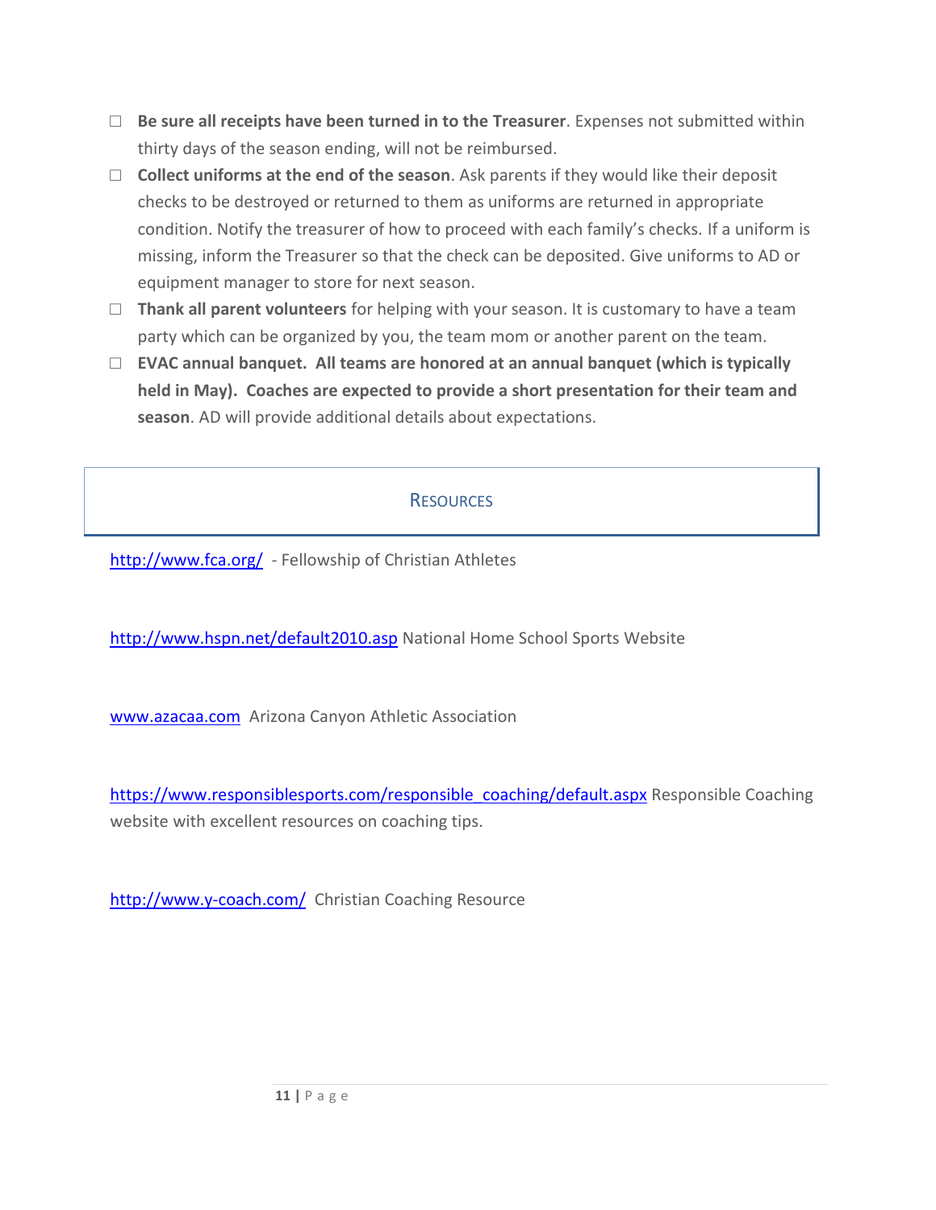- ☐ **Be sure all receipts have been turned in to the Treasurer**. Expenses not submitted within thirty days of the season ending, will not be reimbursed.
- ☐ **Collect uniforms at the end of the season**. Ask parents if they would like their deposit checks to be destroyed or returned to them as uniforms are returned in appropriate condition. Notify the treasurer of how to proceed with each family's checks. If a uniform is missing, inform the Treasurer so that the check can be deposited. Give uniforms to AD or equipment manager to store for next season.
- ☐ **Thank all parent volunteers** for helping with your season. It is customary to have a team party which can be organized by you, the team mom or another parent on the team.
- ☐ **EVAC annual banquet. All teams are honored at an annual banquet (which is typically held in May). Coaches are expected to provide a short presentation for their team and season**. AD will provide additional details about expectations.

## Resources

http://www.fca.org/ - Fellowship of Christian Athletes

http://www.hspn.net/default2010.asp National Home School Sports Website

www.azacaa.com Arizona Canyon Athletic Association

https://www.responsiblesports.com/responsible_coaching/default.aspx Responsible Coaching website with excellent resources on coaching tips.

http://www.y-coach.com/ Christian Coaching Resource